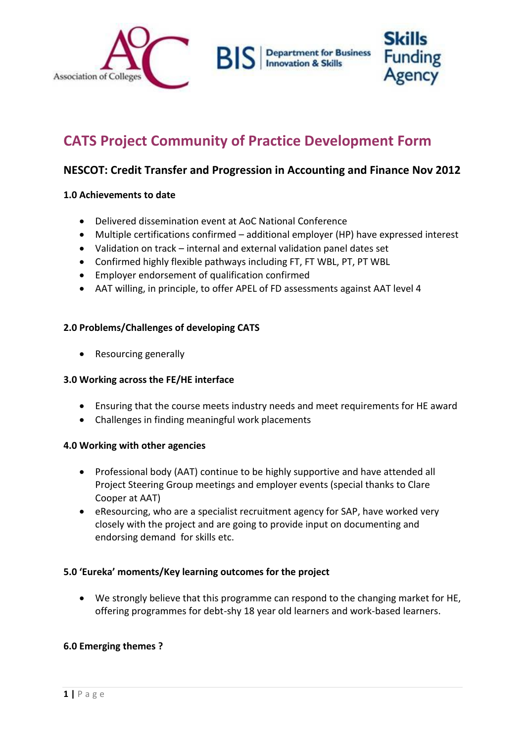# CATS Project Community of Practice Development Form

## NESCOT: Credit Transfer and Progression in Accounting and Finance Nov 2012

### 1.0 Achievements to date

- Delivered dissemination event at AoC National Conference
- Multiple certifications confirmed – additional employer (HP) have expressed interest
- Validation on track – internal and external validation panel dates set
- Confirmed highly flexible pathways including FT, FT WBL, PT, PT WBL
- Employer endorsement of qualification confirmed
- AAT willing, in principle, to offer APEL of FD assessments against AAT level 4

### 2.0 Problems/Challenges of developing CATS

- Resourcing generally

### 3.0 Working across the FE/HE interface

- Ensuring that the course meets industry needs and meet requirements for HE award
- Challenges in finding meaningful work placements

### 4.0 Working with other agencies

- Professional body (AAT) continue to be highly supportive and have attended all Project Steering Group meetings and employer events (special thanks to Clare Cooper at AAT)
- eResourcing, who are a specialist recruitment agency for SAP, have worked very closely with the project and are going to provide input on documenting and endorsing demand for skills etc.

### 5.0 'Eureka' moments/Key learning outcomes for the project

- We strongly believe that this programme can respond to the changing market for HE, offering programmes for debt-shy 18 year old learners and work-based learners.

### 6.0 Emerging themes ?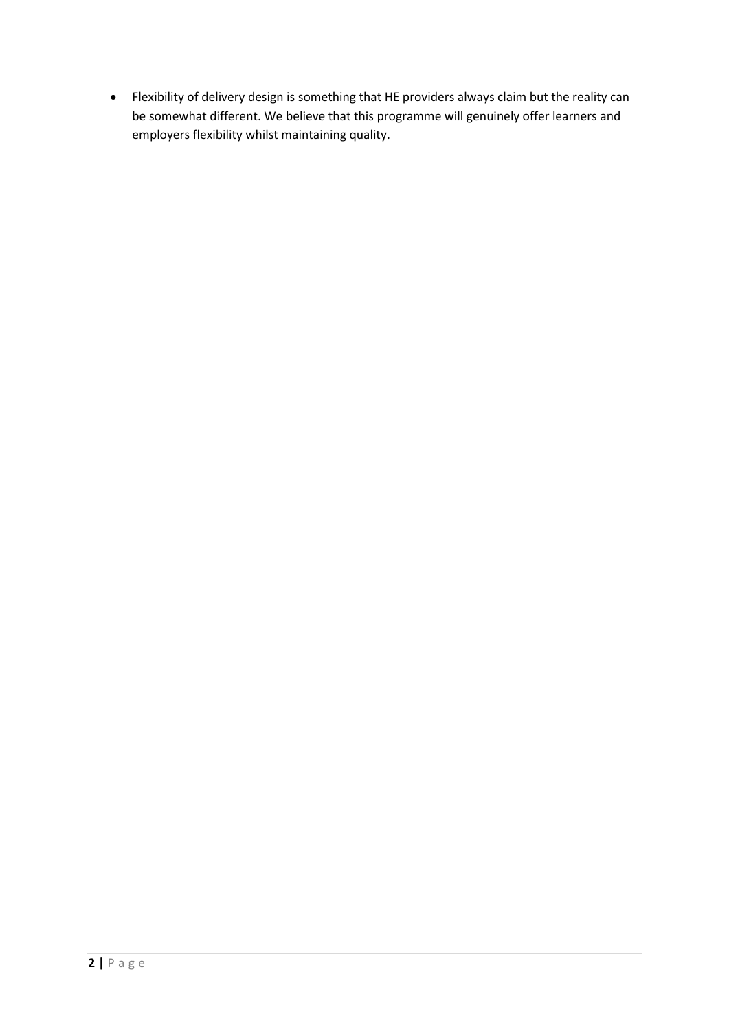- Flexibility of delivery design is something that HE providers always claim but the reality can be somewhat different. We believe that this programme will genuinely offer learners and employers flexibility whilst maintaining quality.